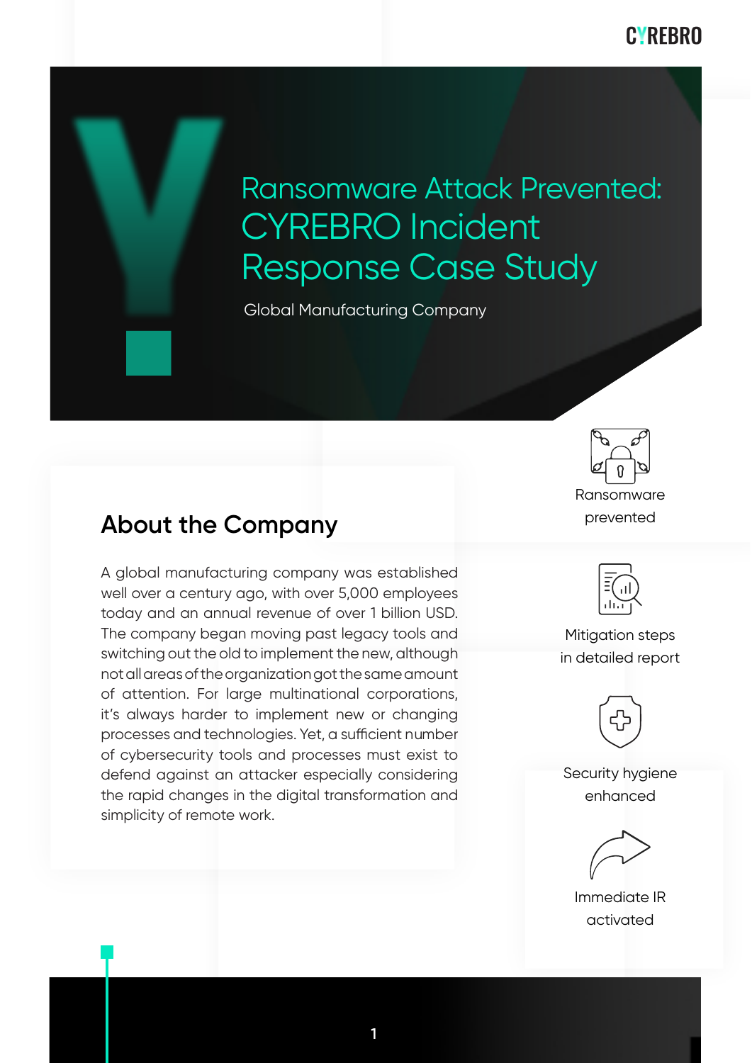# Ransomware Attack Prevented: CYREBRO Incident Response Case Study

Global Manufacturing Company

## About the Company

A global manufacturing company was established well over a century ago, with over 5,000 employees today and an annual revenue of over 1 billion USD. The company began moving past legacy tools and switching out the old to implement the new, although not all areas of the organization got the same amount of attention. For large multinational corporations, it's always harder to implement new or changing processes and technologies. Yet, a sufficient number of cybersecurity tools and processes must exist to defend against an attacker especially considering the rapid changes in the digital transformation and simplicity of remote work.

- Ransomware prevented
- Mitigation steps in detailed report
- Security hygiene enhanced
- Immediate IR activated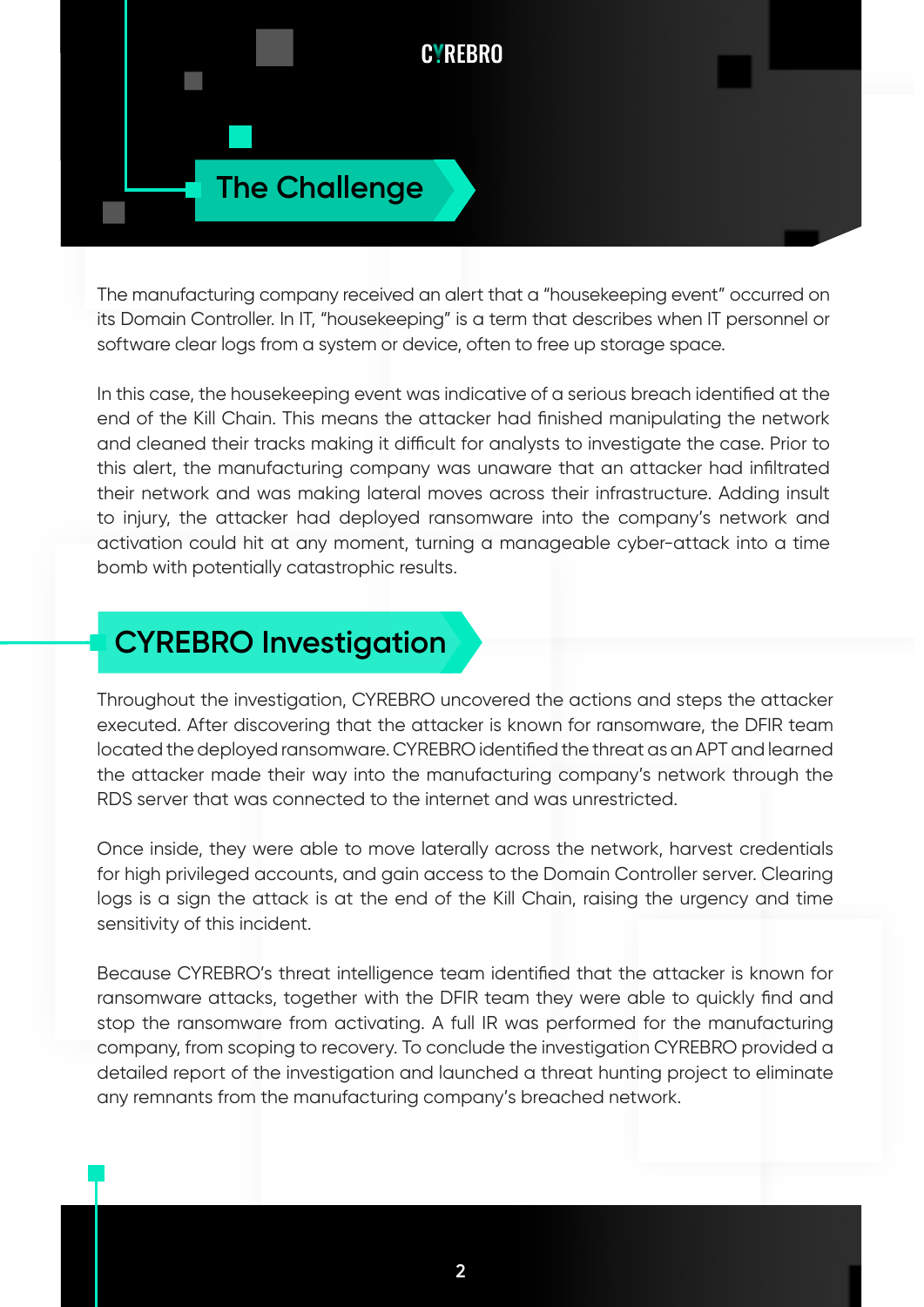## The Challenge

The manufacturing company received an alert that a "housekeeping event" occurred on its Domain Controller. In IT, "housekeeping" is a term that describes when IT personnel or software clear logs from a system or device, often to free up storage space.

In this case, the housekeeping event was indicative of a serious breach identified at the end of the Kill Chain. This means the attacker had finished manipulating the network and cleaned their tracks making it difficult for analysts to investigate the case. Prior to this alert, the manufacturing company was unaware that an attacker had infiltrated their network and was making lateral moves across their infrastructure. Adding insult to injury, the attacker had deployed ransomware into the company's network and activation could hit at any moment, turning a manageable cyber-attack into a time bomb with potentially catastrophic results.

## CYREBRO Investigation

Throughout the investigation, CYREBRO uncovered the actions and steps the attacker executed. After discovering that the attacker is known for ransomware, the DFIR team located the deployed ransomware. CYREBRO identified the threat as an APT and learned the attacker made their way into the manufacturing company's network through the RDS server that was connected to the internet and was unrestricted.

Once inside, they were able to move laterally across the network, harvest credentials for high privileged accounts, and gain access to the Domain Controller server. Clearing logs is a sign the attack is at the end of the Kill Chain, raising the urgency and time sensitivity of this incident.

Because CYREBRO's threat intelligence team identified that the attacker is known for ransomware attacks, together with the DFIR team they were able to quickly find and stop the ransomware from activating. A full IR was performed for the manufacturing company, from scoping to recovery. To conclude the investigation CYREBRO provided a detailed report of the investigation and launched a threat hunting project to eliminate any remnants from the manufacturing company's breached network.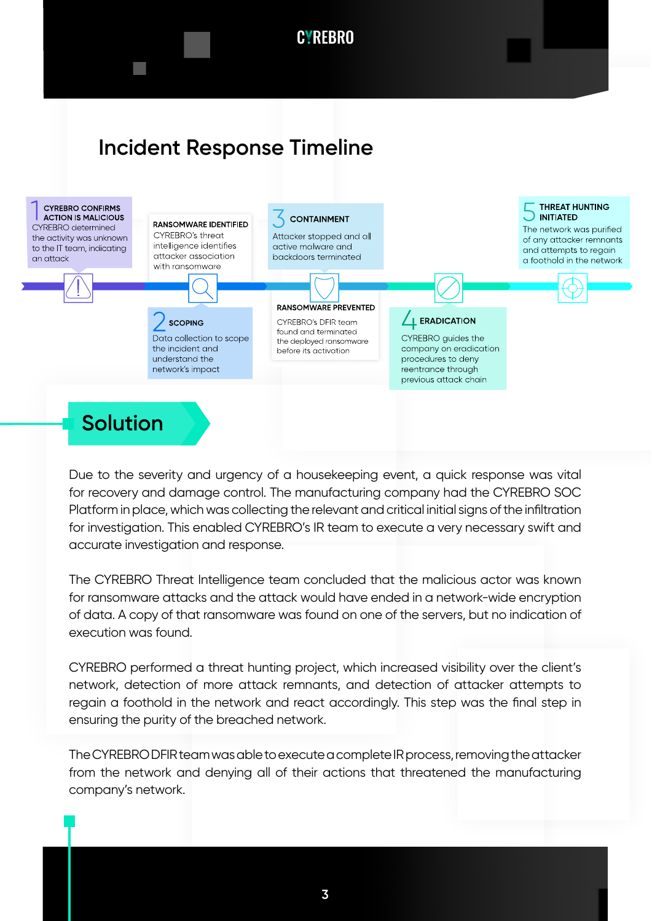## Incident Response Timeline

**1 CYREBRO CONFIRMS ACTION IS MALICIOUS**
CYREBRO determined the activity was unknown to the IT team, indicating an attack

**RANSOMWARE IDENTIFIED**
CYREBRO's threat intelligence identifies attacker association with ransomware

**2 SCOPING**
Data collection to scope the incident and understand the network's impact

**3 CONTAINMENT**
Attacker stopped and all active malware and backdoors terminated

**RANSOMWARE PREVENTED**
CYREBRO's DFIR team found and terminated the deployed ransomware before its activation

**4 ERADICATION**
CYREBRO guides the company on eradication procedures to deny reentrance through previous attack chain

**5 THREAT HUNTING INITIATED**
The network was purified of any attacker remnants and attempts to regain a foothold in the network

## Solution

Due to the severity and urgency of a housekeeping event, a quick response was vital for recovery and damage control. The manufacturing company had the CYREBRO SOC Platform in place, which was collecting the relevant and critical initial signs of the infiltration for investigation. This enabled CYREBRO's IR team to execute a very necessary swift and accurate investigation and response.

The CYREBRO Threat Intelligence team concluded that the malicious actor was known for ransomware attacks and the attack would have ended in a network-wide encryption of data. A copy of that ransomware was found on one of the servers, but no indication of execution was found.

CYREBRO performed a threat hunting project, which increased visibility over the client's network, detection of more attack remnants, and detection of attacker attempts to regain a foothold in the network and react accordingly. This step was the final step in ensuring the purity of the breached network.

The CYREBRO DFIR team was able to execute a complete IR process, removing the attacker from the network and denying all of their actions that threatened the manufacturing company's network.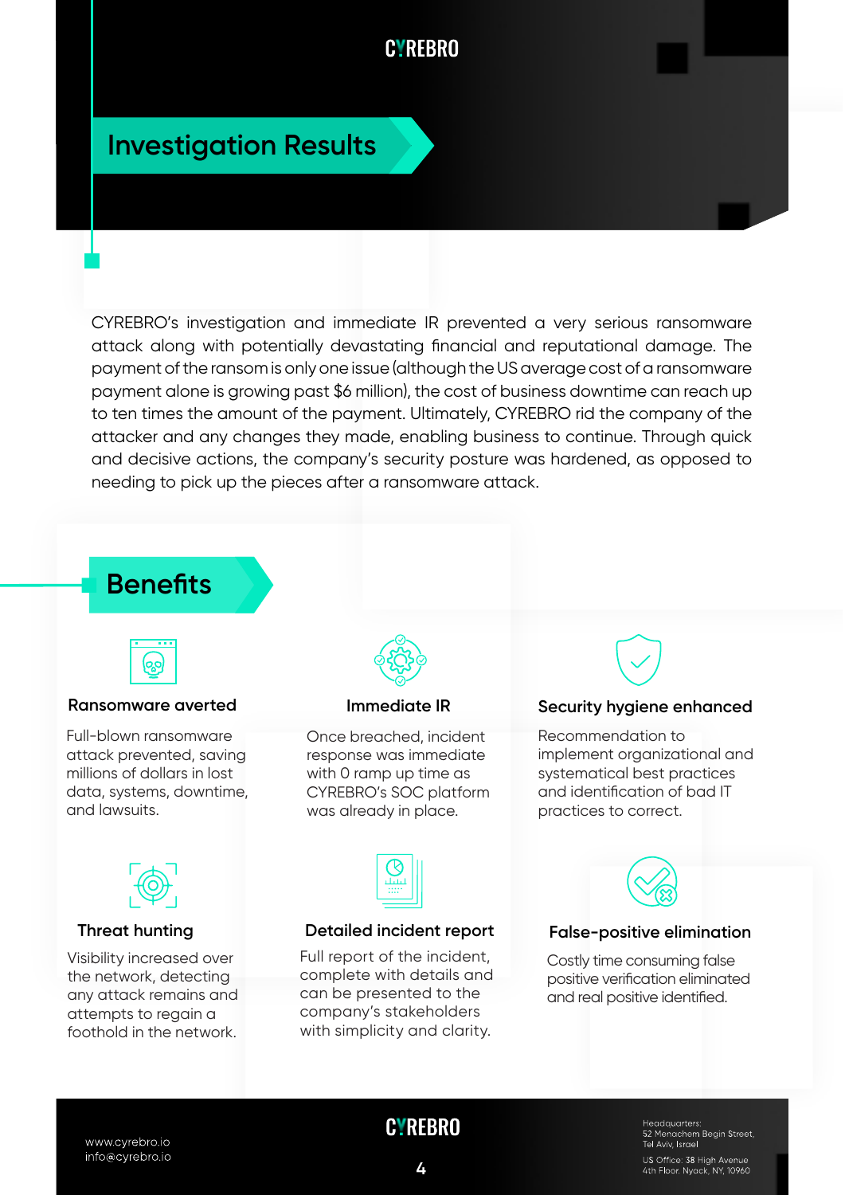## Investigation Results

CYREBRO's investigation and immediate IR prevented a very serious ransomware attack along with potentially devastating financial and reputational damage. The payment of the ransom is only one issue (although the US average cost of a ransomware payment alone is growing past $6 million), the cost of business downtime can reach up to ten times the amount of the payment. Ultimately, CYREBRO rid the company of the attacker and any changes they made, enabling business to continue. Through quick and decisive actions, the company's security posture was hardened, as opposed to needing to pick up the pieces after a ransomware attack.

## Benefits

### Ransomware averted

Full-blown ransomware attack prevented, saving millions of dollars in lost data, systems, downtime, and lawsuits.

### Immediate IR

Once breached, incident response was immediate with 0 ramp up time as CYREBRO's SOC platform was already in place.

### Security hygiene enhanced

Recommendation to implement organizational and systematical best practices and identification of bad IT practices to correct.

### Threat hunting

Visibility increased over the network, detecting any attack remains and attempts to regain a foothold in the network.

### Detailed incident report

Full report of the incident, complete with details and can be presented to the company's stakeholders with simplicity and clarity.

### False-positive elimination

Costly time consuming false positive verification eliminated and real positive identified.

www.cyrebro.io
info@cyrebro.io

Headquarters:
52 Menachem Begin Street,
Tel Aviv, Israel

US Office: 38 High Avenue
4th Floor. Nyack, NY, 10960